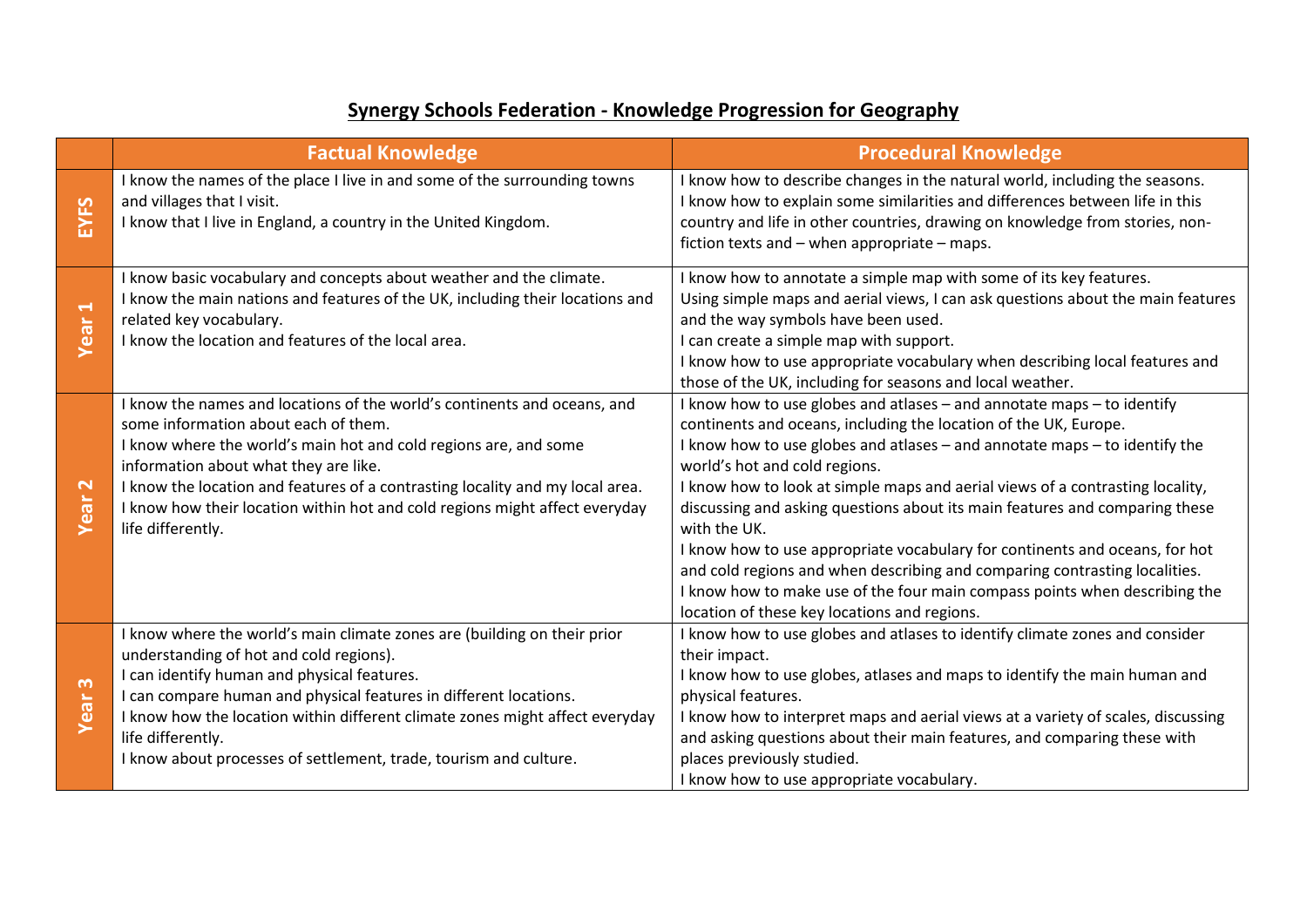# Synergy Schools Federation - Knowledge Progression for Geography

| | Factual Knowledge | Procedural Knowledge |
|---|---|---|
| **EYFS** | I know the names of the place I live in and some of the surrounding towns and villages that I visit.<br>I know that I live in England, a country in the United Kingdom. | I know how to describe changes in the natural world, including the seasons.<br>I know how to explain some similarities and differences between life in this country and life in other countries, drawing on knowledge from stories, non-fiction texts and – when appropriate – maps. |
| **Year 1** | I know basic vocabulary and concepts about weather and the climate.<br>I know the main nations and features of the UK, including their locations and related key vocabulary.<br>I know the location and features of the local area. | I know how to annotate a simple map with some of its key features.<br>Using simple maps and aerial views, I can ask questions about the main features and the way symbols have been used.<br>I can create a simple map with support.<br>I know how to use appropriate vocabulary when describing local features and those of the UK, including for seasons and local weather. |
| **Year 2** | I know the names and locations of the world's continents and oceans, and some information about each of them.<br>I know where the world's main hot and cold regions are, and some information about what they are like.<br>I know the location and features of a contrasting locality and my local area.<br>I know how their location within hot and cold regions might affect everyday life differently. | I know how to use globes and atlases – and annotate maps – to identify continents and oceans, including the location of the UK, Europe.<br>I know how to use globes and atlases – and annotate maps – to identify the world's hot and cold regions.<br>I know how to look at simple maps and aerial views of a contrasting locality, discussing and asking questions about its main features and comparing these with the UK.<br>I know how to use appropriate vocabulary for continents and oceans, for hot and cold regions and when describing and comparing contrasting localities.<br>I know how to make use of the four main compass points when describing the location of these key locations and regions. |
| **Year 3** | I know where the world's main climate zones are (building on their prior understanding of hot and cold regions).<br>I can identify human and physical features.<br>I can compare human and physical features in different locations.<br>I know how the location within different climate zones might affect everyday life differently.<br>I know about processes of settlement, trade, tourism and culture. | I know how to use globes and atlases to identify climate zones and consider their impact.<br>I know how to use globes, atlases and maps to identify the main human and physical features.<br>I know how to interpret maps and aerial views at a variety of scales, discussing and asking questions about their main features, and comparing these with places previously studied.<br>I know how to use appropriate vocabulary. |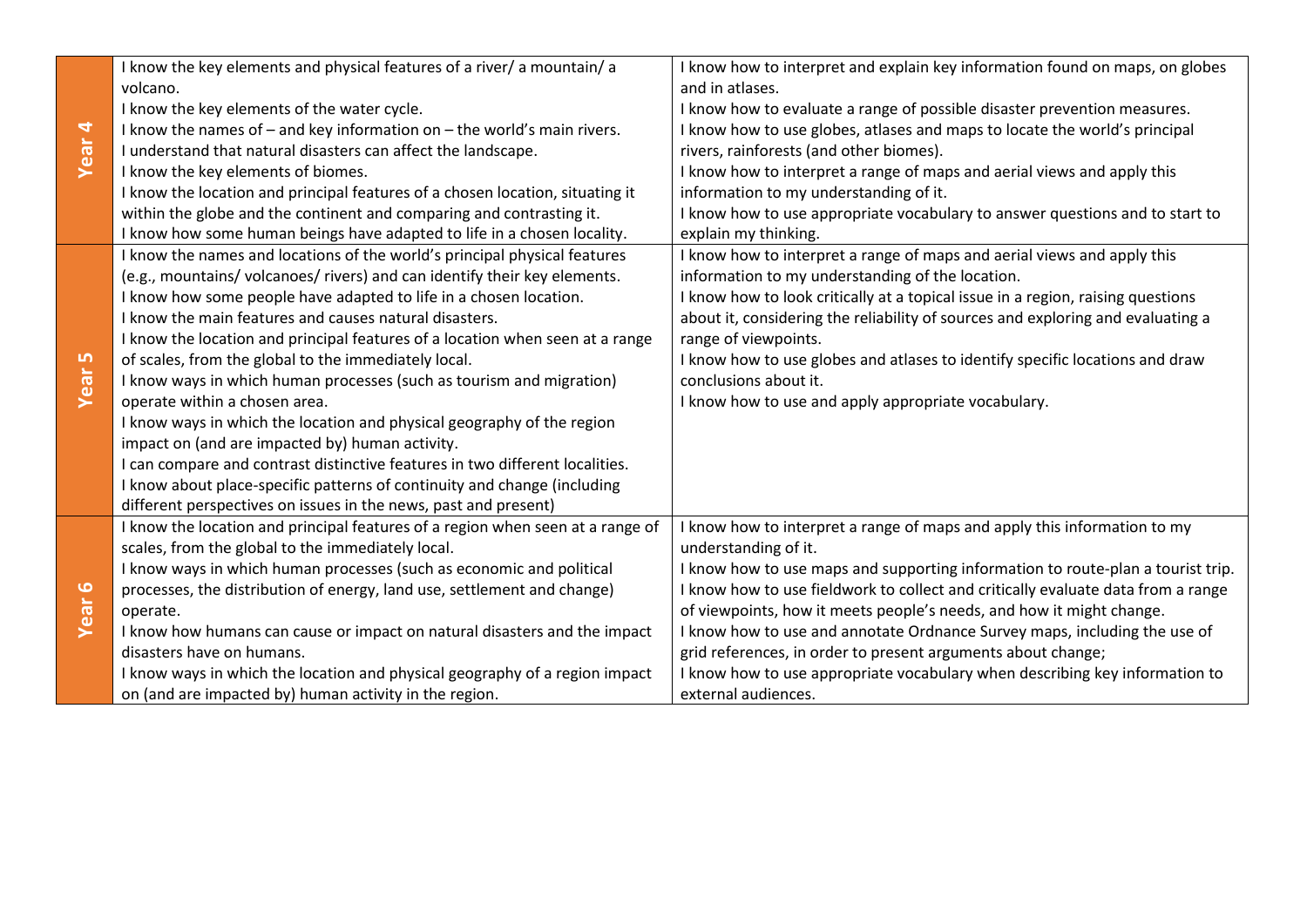| | | |
|---|---|---|
| Year 4 | I know the key elements and physical features of a river/ a mountain/ a volcano.<br>I know the key elements of the water cycle.<br>I know the names of – and key information on – the world's main rivers.<br>I understand that natural disasters can affect the landscape.<br>I know the key elements of biomes.<br>I know the location and principal features of a chosen location, situating it within the globe and the continent and comparing and contrasting it.<br>I know how some human beings have adapted to life in a chosen locality. | I know how to interpret and explain key information found on maps, on globes and in atlases.<br>I know how to evaluate a range of possible disaster prevention measures.<br>I know how to use globes, atlases and maps to locate the world's principal rivers, rainforests (and other biomes).<br>I know how to interpret a range of maps and aerial views and apply this information to my understanding of it.<br>I know how to use appropriate vocabulary to answer questions and to start to explain my thinking. |
| Year 5 | I know the names and locations of the world's principal physical features (e.g., mountains/ volcanoes/ rivers) and can identify their key elements.<br>I know how some people have adapted to life in a chosen location.<br>I know the main features and causes natural disasters.<br>I know the location and principal features of a location when seen at a range of scales, from the global to the immediately local.<br>I know ways in which human processes (such as tourism and migration) operate within a chosen area.<br>I know ways in which the location and physical geography of the region impact on (and are impacted by) human activity.<br>I can compare and contrast distinctive features in two different localities.<br>I know about place-specific patterns of continuity and change (including different perspectives on issues in the news, past and present) | I know how to interpret a range of maps and aerial views and apply this information to my understanding of the location.<br>I know how to look critically at a topical issue in a region, raising questions about it, considering the reliability of sources and exploring and evaluating a range of viewpoints.<br>I know how to use globes and atlases to identify specific locations and draw conclusions about it.<br>I know how to use and apply appropriate vocabulary. |
| Year 6 | I know the location and principal features of a region when seen at a range of scales, from the global to the immediately local.<br>I know ways in which human processes (such as economic and political processes, the distribution of energy, land use, settlement and change) operate.<br>I know how humans can cause or impact on natural disasters and the impact disasters have on humans.<br>I know ways in which the location and physical geography of a region impact on (and are impacted by) human activity in the region. | I know how to interpret a range of maps and apply this information to my understanding of it.<br>I know how to use maps and supporting information to route-plan a tourist trip.<br>I know how to use fieldwork to collect and critically evaluate data from a range of viewpoints, how it meets people's needs, and how it might change.<br>I know how to use and annotate Ordnance Survey maps, including the use of grid references, in order to present arguments about change;<br>I know how to use appropriate vocabulary when describing key information to external audiences. |